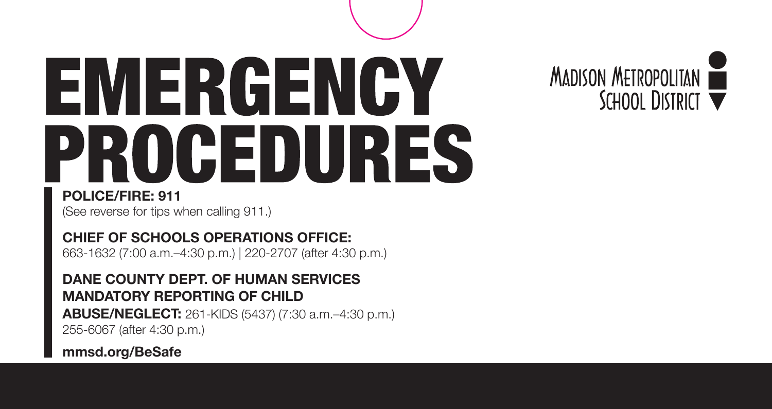# EMERGENCY PROCEDURES

MADISON METROPOLITAN SCHOOL DISTRICT

**POLICE/FIRE: 911**
(See reverse for tips when calling 911.)

**CHIEF OF SCHOOLS OPERATIONS OFFICE:**
663-1632 (7:00 a.m.–4:30 p.m.) | 220-2707 (after 4:30 p.m.)

**DANE COUNTY DEPT. OF HUMAN SERVICES MANDATORY REPORTING OF CHILD ABUSE/NEGLECT:** 261-KIDS (5437) (7:30 a.m.–4:30 p.m.)
255-6067 (after 4:30 p.m.)

**mmsd.org/BeSafe**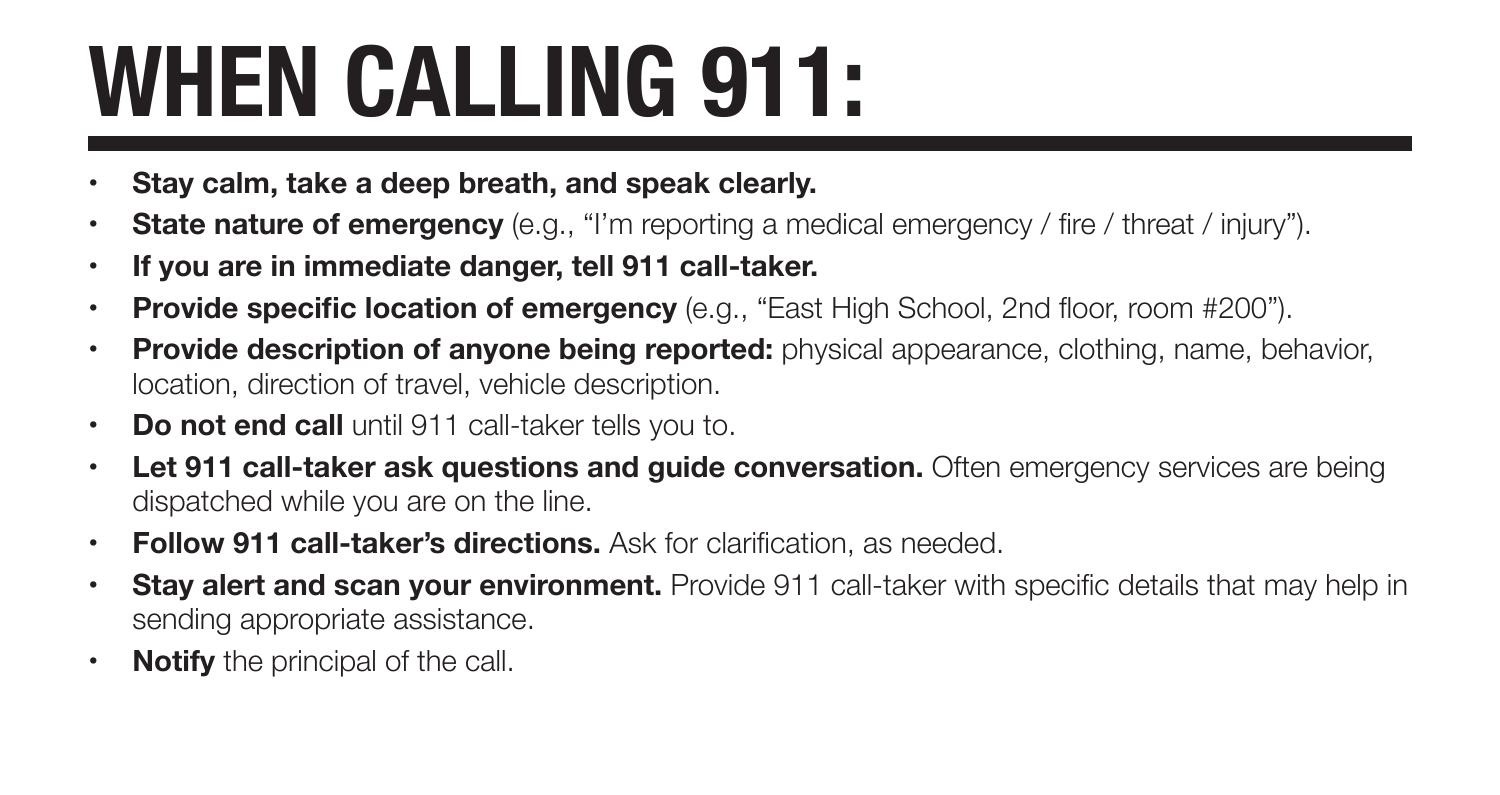# WHEN CALLING 911:

- **Stay calm, take a deep breath, and speak clearly.**
- **State nature of emergency** (e.g., "I'm reporting a medical emergency / fire / threat / injury").
- **If you are in immediate danger, tell 911 call-taker.**
- **Provide specific location of emergency** (e.g., "East High School, 2nd floor, room #200").
- **Provide description of anyone being reported:** physical appearance, clothing, name, behavior, location, direction of travel, vehicle description.
- **Do not end call** until 911 call-taker tells you to.
- **Let 911 call-taker ask questions and guide conversation.** Often emergency services are being dispatched while you are on the line.
- **Follow 911 call-taker's directions.** Ask for clarification, as needed.
- **Stay alert and scan your environment.** Provide 911 call-taker with specific details that may help in sending appropriate assistance.
- **Notify** the principal of the call.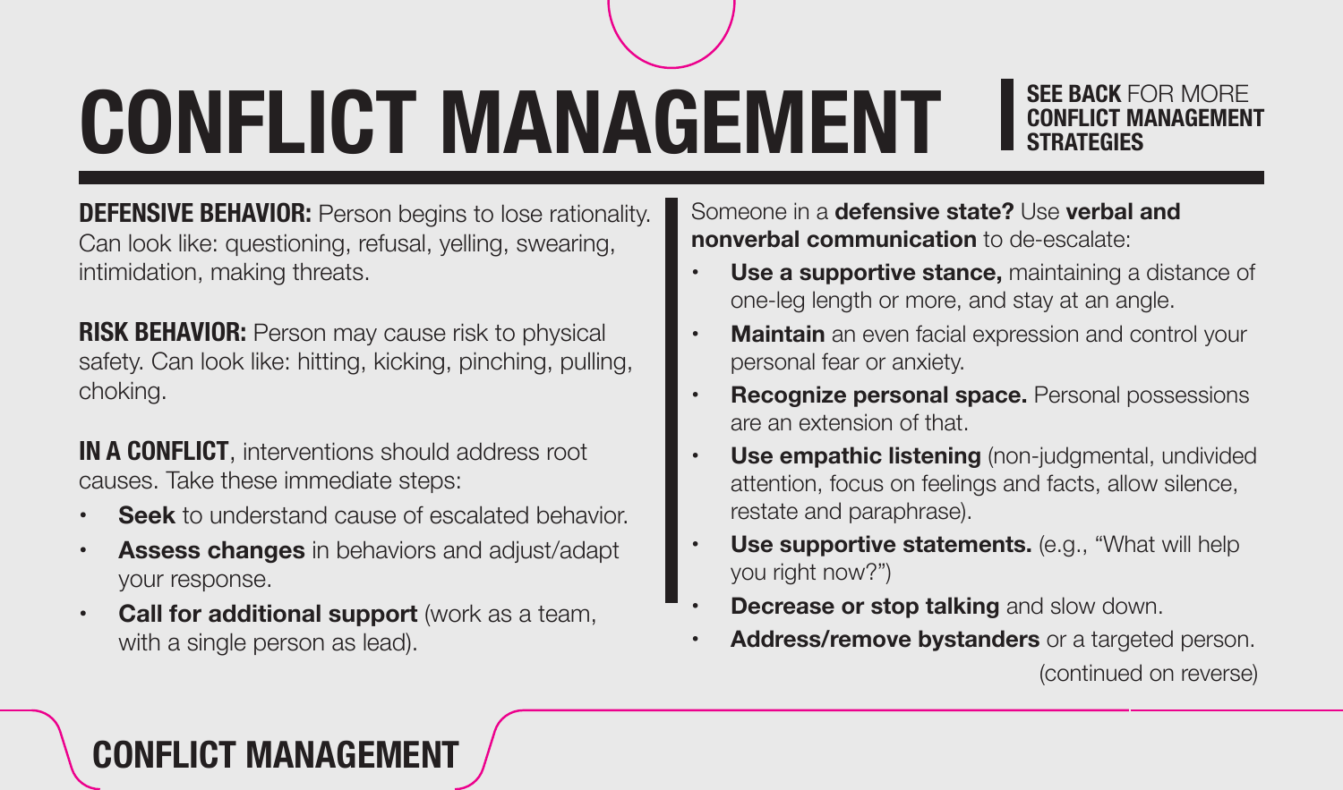# CONFLICT MANAGEMENT

**SEE BACK** FOR MORE **CONFLICT MANAGEMENT STRATEGIES**

**DEFENSIVE BEHAVIOR:** Person begins to lose rationality. Can look like: questioning, refusal, yelling, swearing, intimidation, making threats.

**RISK BEHAVIOR:** Person may cause risk to physical safety. Can look like: hitting, kicking, pinching, pulling, choking.

**IN A CONFLICT**, interventions should address root causes. Take these immediate steps:

- **Seek** to understand cause of escalated behavior.
- **Assess changes** in behaviors and adjust/adapt your response.
- **Call for additional support** (work as a team, with a single person as lead).

Someone in a **defensive state?** Use **verbal and nonverbal communication** to de-escalate:

- **Use a supportive stance,** maintaining a distance of one-leg length or more, and stay at an angle.
- **Maintain** an even facial expression and control your personal fear or anxiety.
- **Recognize personal space.** Personal possessions are an extension of that.
- **Use empathic listening** (non-judgmental, undivided attention, focus on feelings and facts, allow silence, restate and paraphrase).
- **Use supportive statements.** (e.g., "What will help you right now?")
- **Decrease or stop talking** and slow down.
- **Address/remove bystanders** or a targeted person.

(continued on reverse)

## CONFLICT MANAGEMENT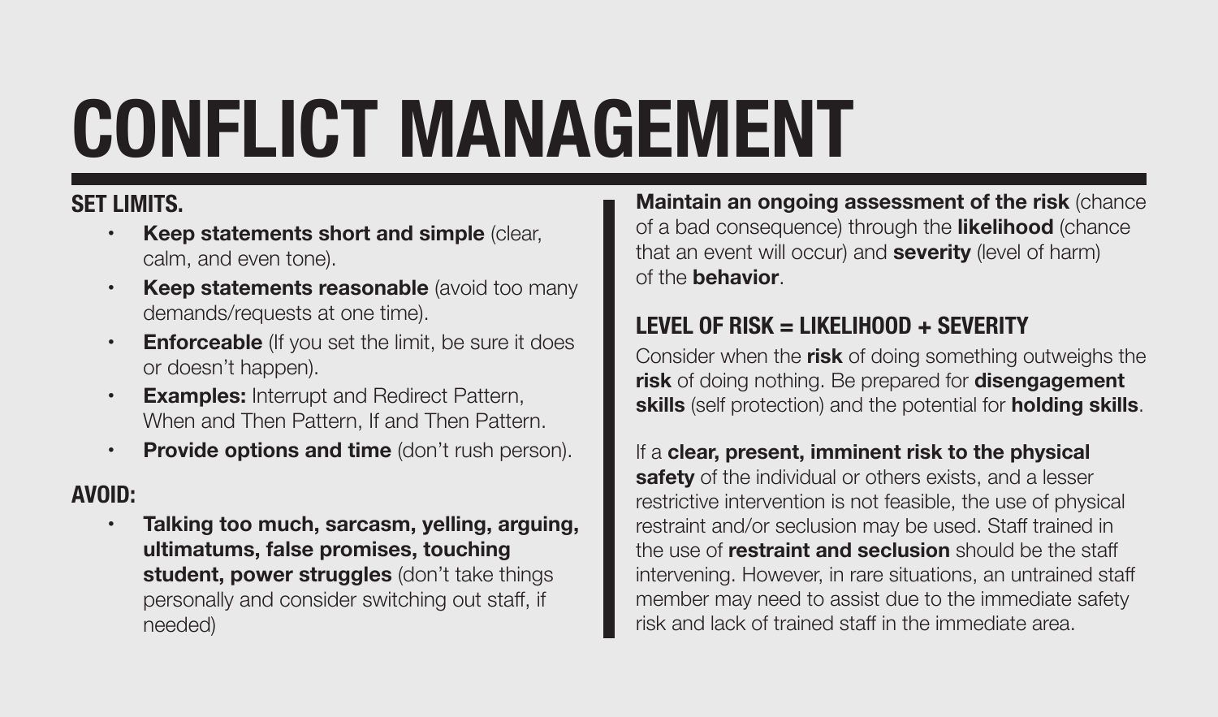# CONFLICT MANAGEMENT

## SET LIMITS.

- **Keep statements short and simple** (clear, calm, and even tone).
- **Keep statements reasonable** (avoid too many demands/requests at one time).
- **Enforceable** (If you set the limit, be sure it does or doesn't happen).
- **Examples:** Interrupt and Redirect Pattern, When and Then Pattern, If and Then Pattern.
- **Provide options and time** (don't rush person).

## AVOID:

- **Talking too much, sarcasm, yelling, arguing, ultimatums, false promises, touching student, power struggles** (don't take things personally and consider switching out staff, if needed)

**Maintain an ongoing assessment of the risk** (chance of a bad consequence) through the **likelihood** (chance that an event will occur) and **severity** (level of harm) of the **behavior**.

## LEVEL OF RISK = LIKELIHOOD + SEVERITY

Consider when the **risk** of doing something outweighs the **risk** of doing nothing. Be prepared for **disengagement skills** (self protection) and the potential for **holding skills**.

If a **clear, present, imminent risk to the physical safety** of the individual or others exists, and a lesser restrictive intervention is not feasible, the use of physical restraint and/or seclusion may be used. Staff trained in the use of **restraint and seclusion** should be the staff intervening. However, in rare situations, an untrained staff member may need to assist due to the immediate safety risk and lack of trained staff in the immediate area.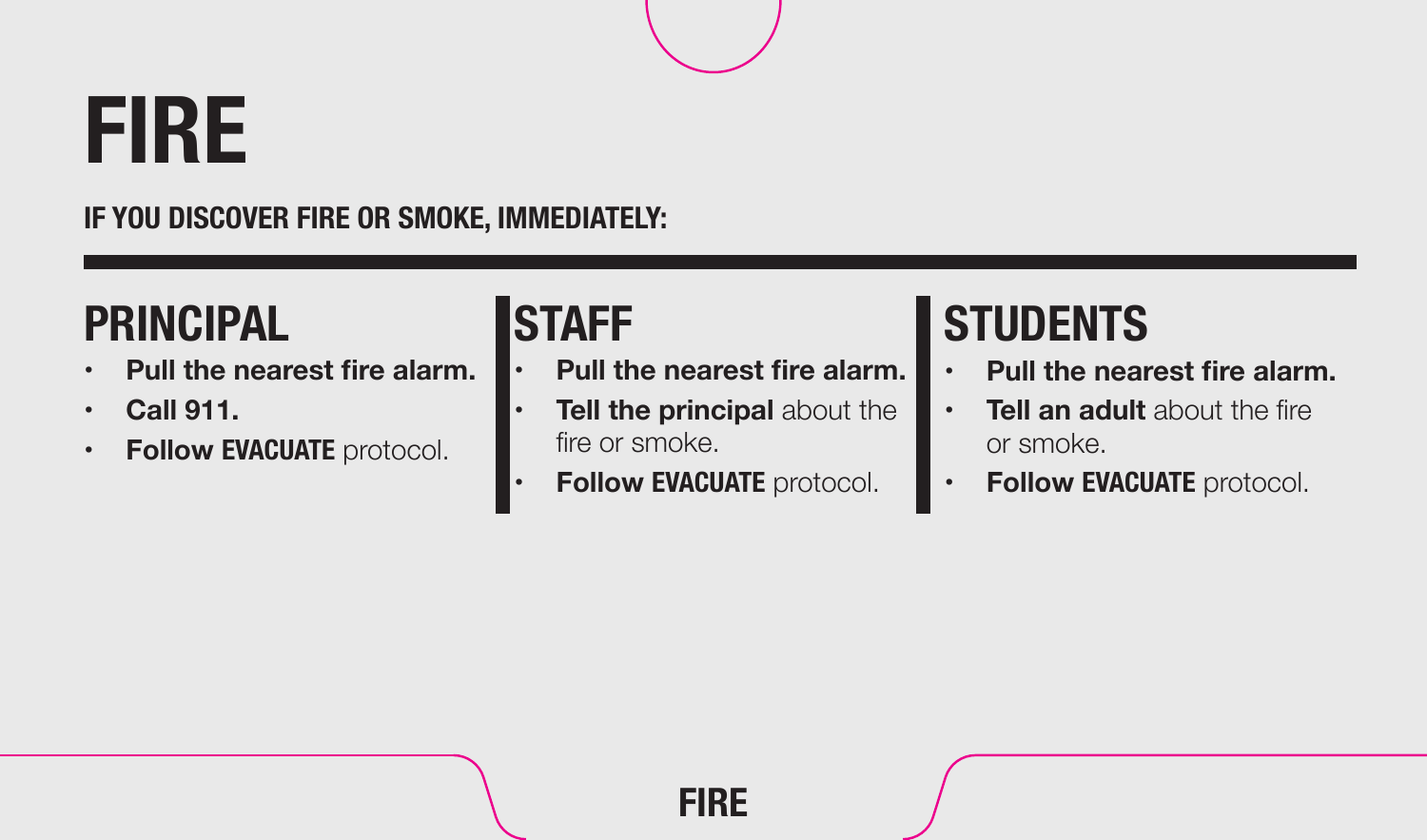# FIRE

**IF YOU DISCOVER FIRE OR SMOKE, IMMEDIATELY:**

## PRINCIPAL

- **Pull the nearest fire alarm.**
- **Call 911.**
- **Follow EVACUATE** protocol.

## STAFF

- **Pull the nearest fire alarm.**
- **Tell the principal** about the fire or smoke.
- **Follow EVACUATE** protocol.

## STUDENTS

- **Pull the nearest fire alarm.**
- **Tell an adult** about the fire or smoke.
- **Follow EVACUATE** protocol.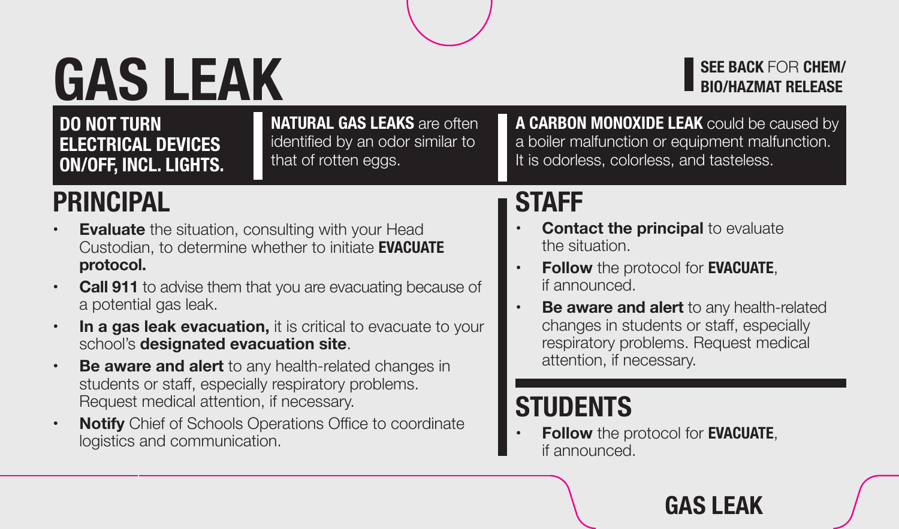# GAS LEAK

**SEE BACK** FOR **CHEM/ BIO/HAZMAT RELEASE**

**DO NOT TURN ELECTRICAL DEVICES ON/OFF, INCL. LIGHTS.**

**NATURAL GAS LEAKS** are often identified by an odor similar to that of rotten eggs.

**A CARBON MONOXIDE LEAK** could be caused by a boiler malfunction or equipment malfunction. It is odorless, colorless, and tasteless.

## PRINCIPAL

- **Evaluate** the situation, consulting with your Head Custodian, to determine whether to initiate **EVACUATE protocol.**
- **Call 911** to advise them that you are evacuating because of a potential gas leak.
- **In a gas leak evacuation,** it is critical to evacuate to your school's **designated evacuation site**.
- **Be aware and alert** to any health-related changes in students or staff, especially respiratory problems. Request medical attention, if necessary.
- **Notify** Chief of Schools Operations Office to coordinate logistics and communication.

## STAFF

- **Contact the principal** to evaluate the situation.
- **Follow** the protocol for **EVACUATE**, if announced.
- **Be aware and alert** to any health-related changes in students or staff, especially respiratory problems. Request medical attention, if necessary.

## STUDENTS

- **Follow** the protocol for **EVACUATE**, if announced.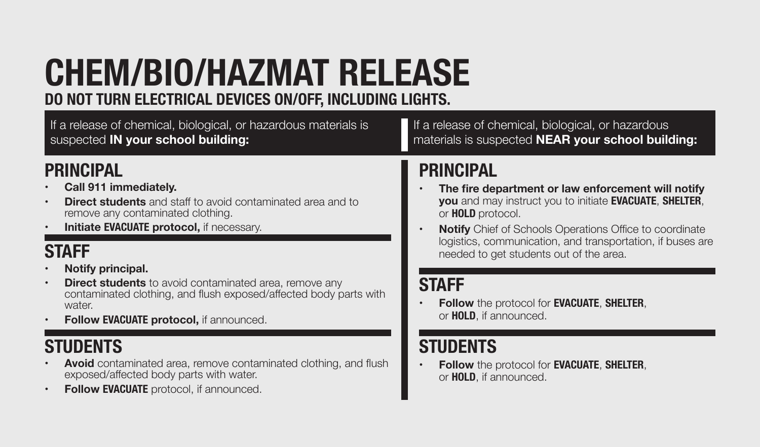# CHEM/BIO/HAZMAT RELEASE

**DO NOT TURN ELECTRICAL DEVICES ON/OFF, INCLUDING LIGHTS.**

If a release of chemical, biological, or hazardous materials is suspected **IN your school building:**

## PRINCIPAL

- **Call 911 immediately.**
- **Direct students** and staff to avoid contaminated area and to remove any contaminated clothing.
- **Initiate EVACUATE protocol,** if necessary.

## STAFF

- **Notify principal.**
- **Direct students** to avoid contaminated area, remove any contaminated clothing, and flush exposed/affected body parts with water.
- **Follow EVACUATE protocol,** if announced.

## STUDENTS

- **Avoid** contaminated area, remove contaminated clothing, and flush exposed/affected body parts with water.
- **Follow EVACUATE** protocol, if announced.

If a release of chemical, biological, or hazardous materials is suspected **NEAR your school building:**

## PRINCIPAL

- **The fire department or law enforcement will notify you** and may instruct you to initiate **EVACUATE**, **SHELTER**, or **HOLD** protocol.
- **Notify** Chief of Schools Operations Office to coordinate logistics, communication, and transportation, if buses are needed to get students out of the area.

## STAFF

- **Follow** the protocol for **EVACUATE**, **SHELTER**, or **HOLD**, if announced.

## STUDENTS

- **Follow** the protocol for **EVACUATE**, **SHELTER**, or **HOLD**, if announced.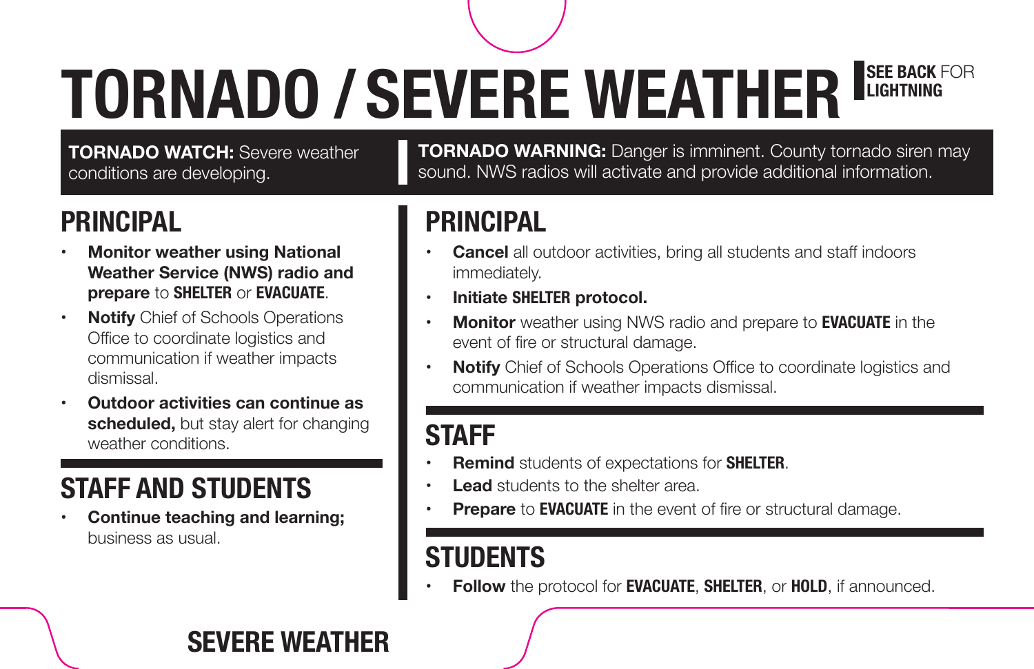# TORNADO / SEVERE WEATHER

**SEE BACK** FOR **LIGHTNING**

**TORNADO WATCH:** Severe weather conditions are developing.

## PRINCIPAL

- **Monitor weather using National Weather Service (NWS) radio and prepare** to **SHELTER** or **EVACUATE**.
- **Notify** Chief of Schools Operations Office to coordinate logistics and communication if weather impacts dismissal.
- **Outdoor activities can continue as scheduled,** but stay alert for changing weather conditions.

## STAFF AND STUDENTS

- **Continue teaching and learning;** business as usual.

**TORNADO WARNING:** Danger is imminent. County tornado siren may sound. NWS radios will activate and provide additional information.

## PRINCIPAL

- **Cancel** all outdoor activities, bring all students and staff indoors immediately.
- **Initiate SHELTER protocol.**
- **Monitor** weather using NWS radio and prepare to **EVACUATE** in the event of fire or structural damage.
- **Notify** Chief of Schools Operations Office to coordinate logistics and communication if weather impacts dismissal.

## STAFF

- **Remind** students of expectations for **SHELTER**.
- **Lead** students to the shelter area.
- **Prepare** to **EVACUATE** in the event of fire or structural damage.

## STUDENTS

- **Follow** the protocol for **EVACUATE**, **SHELTER**, or **HOLD**, if announced.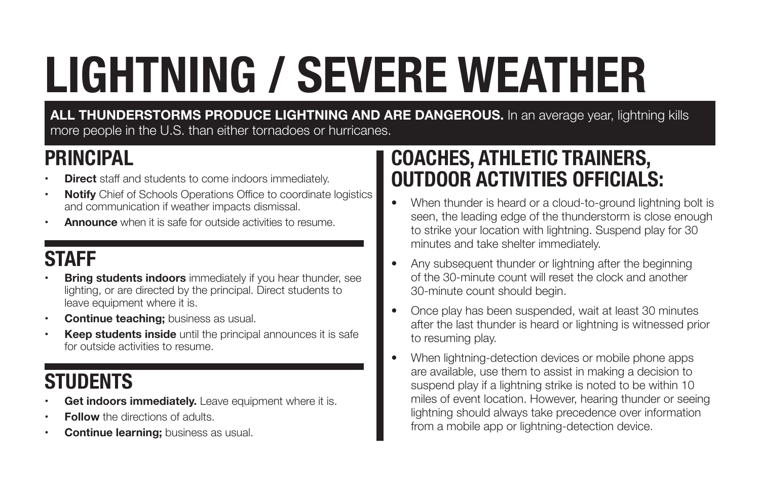# LIGHTNING / SEVERE WEATHER

**ALL THUNDERSTORMS PRODUCE LIGHTNING AND ARE DANGEROUS.** In an average year, lightning kills more people in the U.S. than either tornadoes or hurricanes.

## PRINCIPAL

- **Direct** staff and students to come indoors immediately.
- **Notify** Chief of Schools Operations Office to coordinate logistics and communication if weather impacts dismissal.
- **Announce** when it is safe for outside activities to resume.

## STAFF

- **Bring students indoors** immediately if you hear thunder, see lighting, or are directed by the principal. Direct students to leave equipment where it is.
- **Continue teaching;** business as usual.
- **Keep students inside** until the principal announces it is safe for outside activities to resume.

## STUDENTS

- **Get indoors immediately.** Leave equipment where it is.
- **Follow** the directions of adults.
- **Continue learning;** business as usual.

## COACHES, ATHLETIC TRAINERS, OUTDOOR ACTIVITIES OFFICIALS:

- When thunder is heard or a cloud-to-ground lightning bolt is seen, the leading edge of the thunderstorm is close enough to strike your location with lightning. Suspend play for 30 minutes and take shelter immediately.
- Any subsequent thunder or lightning after the beginning of the 30-minute count will reset the clock and another 30-minute count should begin.
- Once play has been suspended, wait at least 30 minutes after the last thunder is heard or lightning is witnessed prior to resuming play.
- When lightning-detection devices or mobile phone apps are available, use them to assist in making a decision to suspend play if a lightning strike is noted to be within 10 miles of event location. However, hearing thunder or seeing lightning should always take precedence over information from a mobile app or lightning-detection device.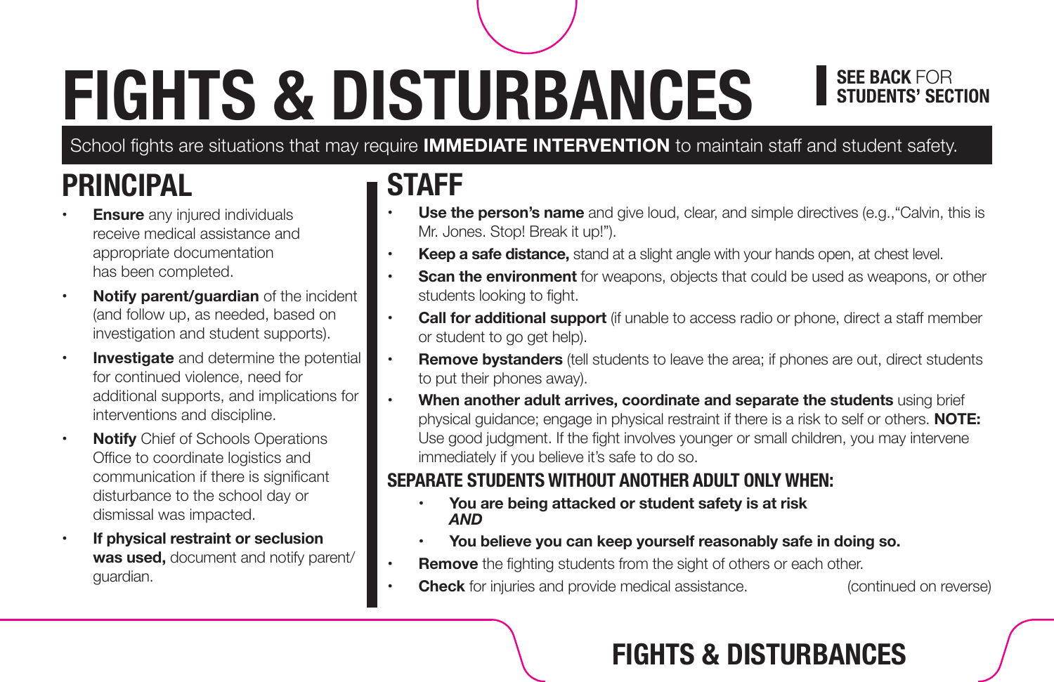# FIGHTS & DISTURBANCES

**SEE BACK** FOR **STUDENTS' SECTION**

School fights are situations that may require **IMMEDIATE INTERVENTION** to maintain staff and student safety.

## PRINCIPAL

- **Ensure** any injured individuals receive medical assistance and appropriate documentation has been completed.
- **Notify parent/guardian** of the incident (and follow up, as needed, based on investigation and student supports).
- **Investigate** and determine the potential for continued violence, need for additional supports, and implications for interventions and discipline.
- **Notify** Chief of Schools Operations Office to coordinate logistics and communication if there is significant disturbance to the school day or dismissal was impacted.
- **If physical restraint or seclusion was used,** document and notify parent/guardian.

## STAFF

- **Use the person's name** and give loud, clear, and simple directives (e.g.,"Calvin, this is Mr. Jones. Stop! Break it up!").
- **Keep a safe distance,** stand at a slight angle with your hands open, at chest level.
- **Scan the environment** for weapons, objects that could be used as weapons, or other students looking to fight.
- **Call for additional support** (if unable to access radio or phone, direct a staff member or student to go get help).
- **Remove bystanders** (tell students to leave the area; if phones are out, direct students to put their phones away).
- **When another adult arrives, coordinate and separate the students** using brief physical guidance; engage in physical restraint if there is a risk to self or others. **NOTE:** Use good judgment. If the fight involves younger or small children, you may intervene immediately if you believe it's safe to do so.

### SEPARATE STUDENTS WITHOUT ANOTHER ADULT ONLY WHEN:

- **You are being attacked or student safety is at risk** ***AND***
- **You believe you can keep yourself reasonably safe in doing so.**

- **Remove** the fighting students from the sight of others or each other.
- **Check** for injuries and provide medical assistance.

(continued on reverse)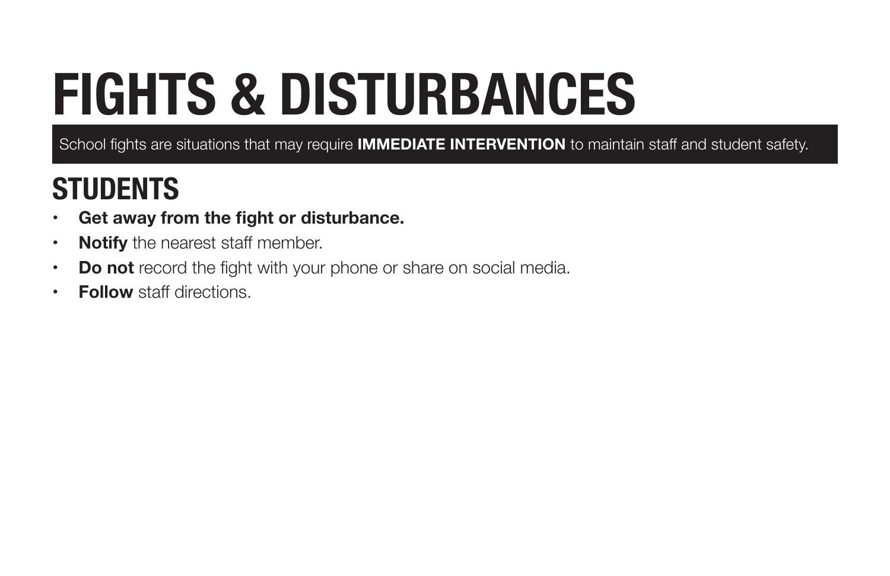# FIGHTS & DISTURBANCES

School fights are situations that may require **IMMEDIATE INTERVENTION** to maintain staff and student safety.

## STUDENTS

- **Get away from the fight or disturbance.**
- **Notify** the nearest staff member.
- **Do not** record the fight with your phone or share on social media.
- **Follow** staff directions.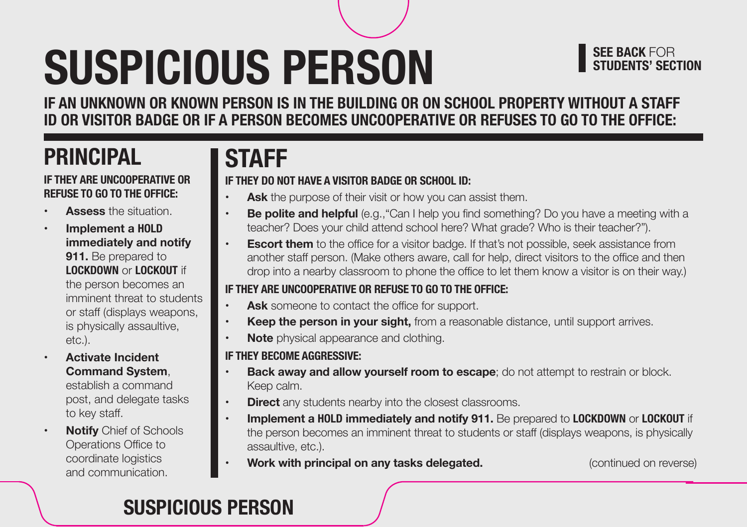# SUSPICIOUS PERSON

**SEE BACK** FOR **STUDENTS' SECTION**

**IF AN UNKNOWN OR KNOWN PERSON IS IN THE BUILDING OR ON SCHOOL PROPERTY WITHOUT A STAFF ID OR VISITOR BADGE OR IF A PERSON BECOMES UNCOOPERATIVE OR REFUSES TO GO TO THE OFFICE:**

## PRINCIPAL

**IF THEY ARE UNCOOPERATIVE OR REFUSE TO GO TO THE OFFICE:**

- **Assess** the situation.
- **Implement a HOLD immediately and notify 911.** Be prepared to **LOCKDOWN** or **LOCKOUT** if the person becomes an imminent threat to students or staff (displays weapons, is physically assaultive, etc.).
- **Activate Incident Command System**, establish a command post, and delegate tasks to key staff.
- **Notify** Chief of Schools Operations Office to coordinate logistics and communication.

## STAFF

**IF THEY DO NOT HAVE A VISITOR BADGE OR SCHOOL ID:**

- **Ask** the purpose of their visit or how you can assist them.
- **Be polite and helpful** (e.g.,"Can I help you find something? Do you have a meeting with a teacher? Does your child attend school here? What grade? Who is their teacher?").
- **Escort them** to the office for a visitor badge. If that's not possible, seek assistance from another staff person. (Make others aware, call for help, direct visitors to the office and then drop into a nearby classroom to phone the office to let them know a visitor is on their way.)

**IF THEY ARE UNCOOPERATIVE OR REFUSE TO GO TO THE OFFICE:**

- **Ask** someone to contact the office for support.
- **Keep the person in your sight,** from a reasonable distance, until support arrives.
- **Note** physical appearance and clothing.

**IF THEY BECOME AGGRESSIVE:**

- **Back away and allow yourself room to escape**; do not attempt to restrain or block. Keep calm.
- **Direct** any students nearby into the closest classrooms.
- **Implement a HOLD immediately and notify 911.** Be prepared to **LOCKDOWN** or **LOCKOUT** if the person becomes an imminent threat to students or staff (displays weapons, is physically assaultive, etc.).
- **Work with principal on any tasks delegated.**

(continued on reverse)

SUSPICIOUS PERSON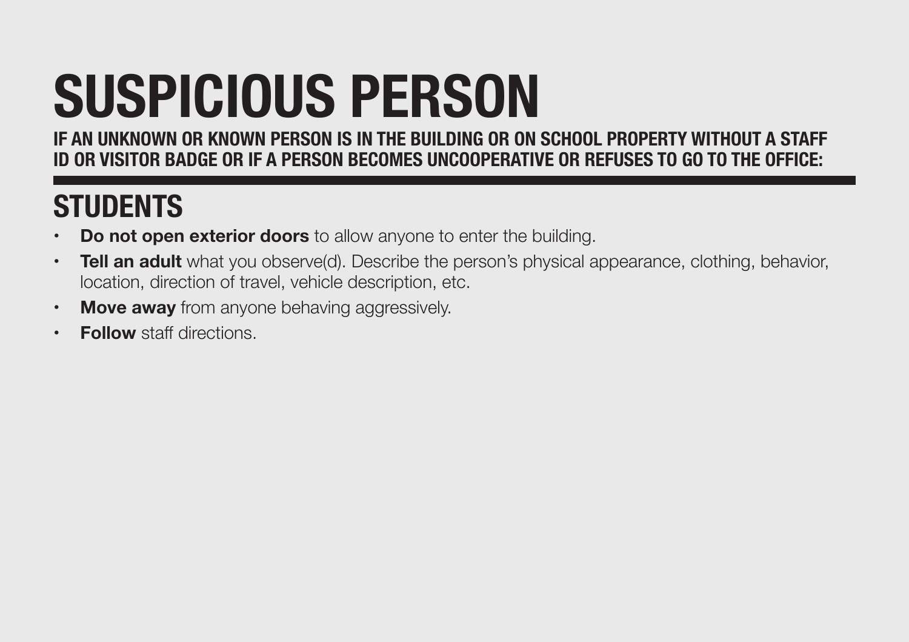# SUSPICIOUS PERSON

**IF AN UNKNOWN OR KNOWN PERSON IS IN THE BUILDING OR ON SCHOOL PROPERTY WITHOUT A STAFF ID OR VISITOR BADGE OR IF A PERSON BECOMES UNCOOPERATIVE OR REFUSES TO GO TO THE OFFICE:**

## STUDENTS

- **Do not open exterior doors** to allow anyone to enter the building.
- **Tell an adult** what you observe(d). Describe the person's physical appearance, clothing, behavior, location, direction of travel, vehicle description, etc.
- **Move away** from anyone behaving aggressively.
- **Follow** staff directions.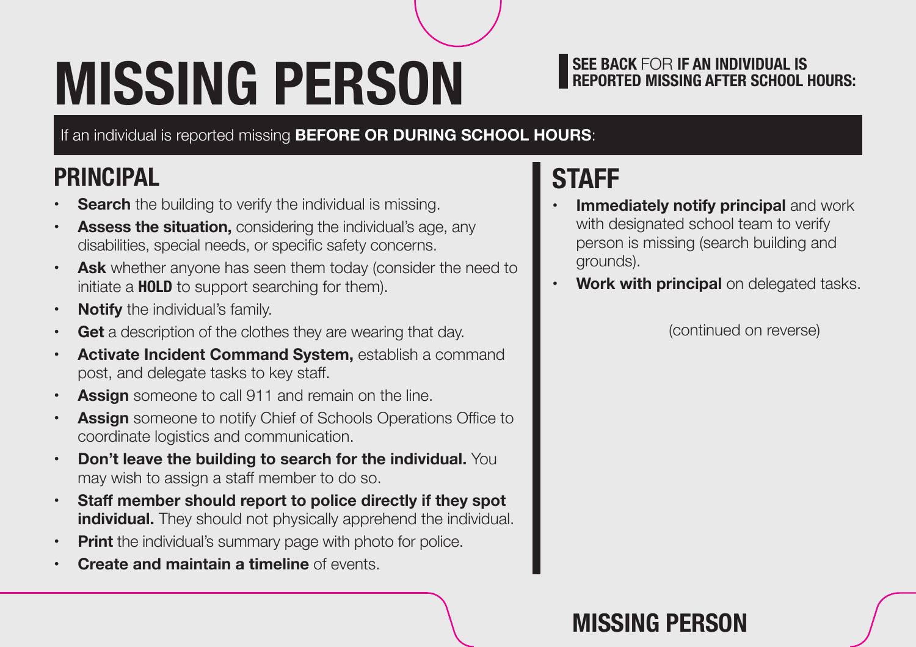# MISSING PERSON

**SEE BACK** FOR **IF AN INDIVIDUAL IS REPORTED MISSING AFTER SCHOOL HOURS:**

If an individual is reported missing **BEFORE OR DURING SCHOOL HOURS**:

## PRINCIPAL

- **Search** the building to verify the individual is missing.
- **Assess the situation,** considering the individual's age, any disabilities, special needs, or specific safety concerns.
- **Ask** whether anyone has seen them today (consider the need to initiate a **HOLD** to support searching for them).
- **Notify** the individual's family.
- **Get** a description of the clothes they are wearing that day.
- **Activate Incident Command System,** establish a command post, and delegate tasks to key staff.
- **Assign** someone to call 911 and remain on the line.
- **Assign** someone to notify Chief of Schools Operations Office to coordinate logistics and communication.
- **Don't leave the building to search for the individual.** You may wish to assign a staff member to do so.
- **Staff member should report to police directly if they spot individual.** They should not physically apprehend the individual.
- **Print** the individual's summary page with photo for police.
- **Create and maintain a timeline** of events.

## STAFF

- **Immediately notify principal** and work with designated school team to verify person is missing (search building and grounds).
- **Work with principal** on delegated tasks.

(continued on reverse)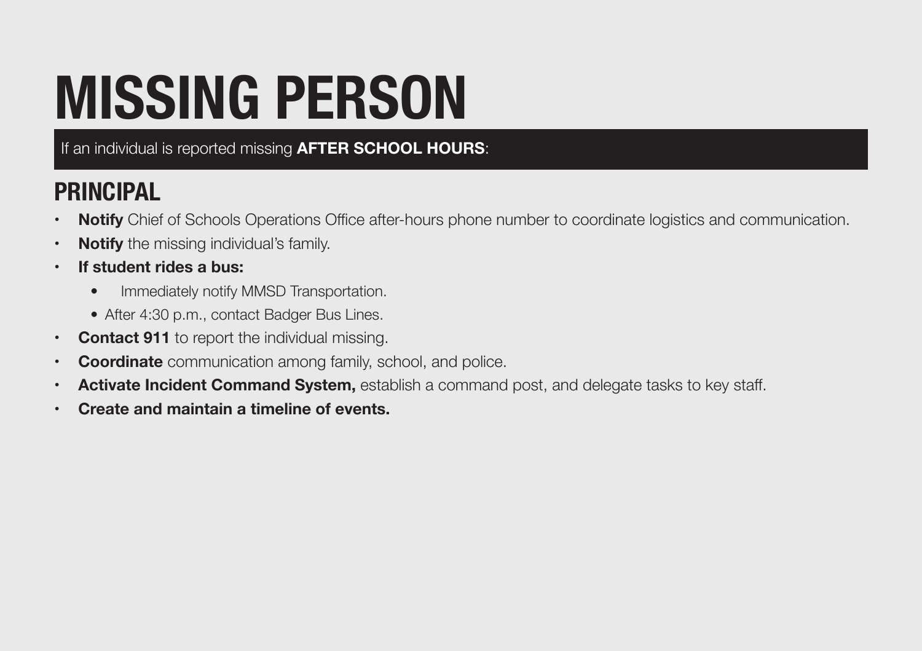# MISSING PERSON

If an individual is reported missing **AFTER SCHOOL HOURS**:

## PRINCIPAL

- **Notify** Chief of Schools Operations Office after-hours phone number to coordinate logistics and communication.
- **Notify** the missing individual's family.
- **If student rides a bus:**
  - Immediately notify MMSD Transportation.
  - After 4:30 p.m., contact Badger Bus Lines.
- **Contact 911** to report the individual missing.
- **Coordinate** communication among family, school, and police.
- **Activate Incident Command System,** establish a command post, and delegate tasks to key staff.
- **Create and maintain a timeline of events.**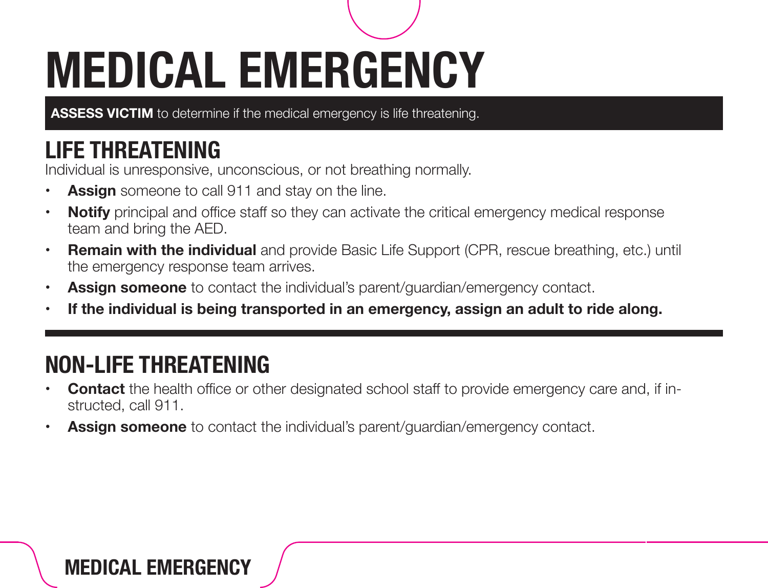# MEDICAL EMERGENCY

**ASSESS VICTIM** to determine if the medical emergency is life threatening.

## LIFE THREATENING

Individual is unresponsive, unconscious, or not breathing normally.

- **Assign** someone to call 911 and stay on the line.
- **Notify** principal and office staff so they can activate the critical emergency medical response team and bring the AED.
- **Remain with the individual** and provide Basic Life Support (CPR, rescue breathing, etc.) until the emergency response team arrives.
- **Assign someone** to contact the individual's parent/guardian/emergency contact.
- **If the individual is being transported in an emergency, assign an adult to ride along.**

## NON-LIFE THREATENING

- **Contact** the health office or other designated school staff to provide emergency care and, if instructed, call 911.
- **Assign someone** to contact the individual's parent/guardian/emergency contact.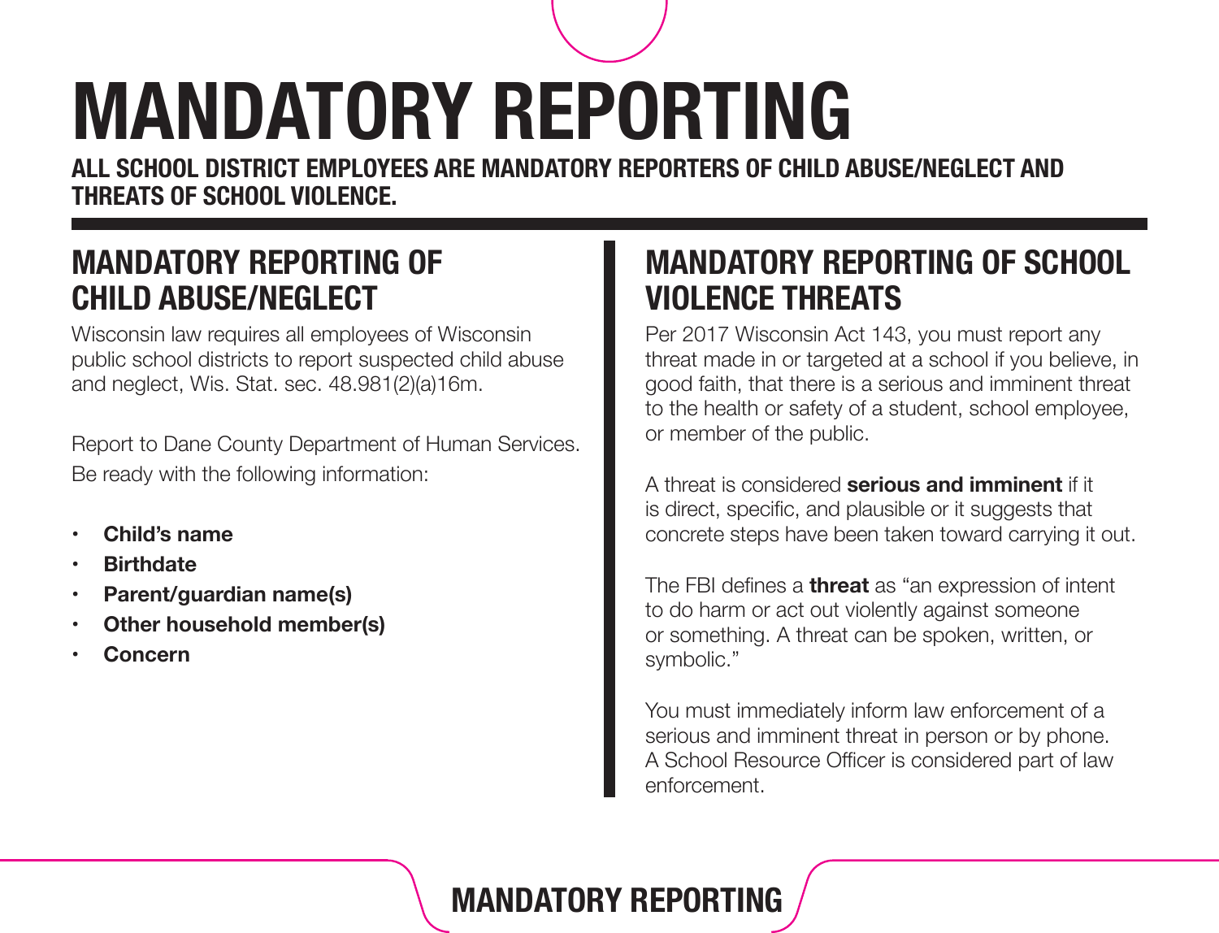# MANDATORY REPORTING

**ALL SCHOOL DISTRICT EMPLOYEES ARE MANDATORY REPORTERS OF CHILD ABUSE/NEGLECT AND THREATS OF SCHOOL VIOLENCE.**

## MANDATORY REPORTING OF CHILD ABUSE/NEGLECT

Wisconsin law requires all employees of Wisconsin public school districts to report suspected child abuse and neglect, Wis. Stat. sec. 48.981(2)(a)16m.

Report to Dane County Department of Human Services.
Be ready with the following information:

- **Child's name**
- **Birthdate**
- **Parent/guardian name(s)**
- **Other household member(s)**
- **Concern**

## MANDATORY REPORTING OF SCHOOL VIOLENCE THREATS

Per 2017 Wisconsin Act 143, you must report any threat made in or targeted at a school if you believe, in good faith, that there is a serious and imminent threat to the health or safety of a student, school employee, or member of the public.

A threat is considered **serious and imminent** if it is direct, specific, and plausible or it suggests that concrete steps have been taken toward carrying it out.

The FBI defines a **threat** as "an expression of intent to do harm or act out violently against someone or something. A threat can be spoken, written, or symbolic."

You must immediately inform law enforcement of a serious and imminent threat in person or by phone. A School Resource Officer is considered part of law enforcement.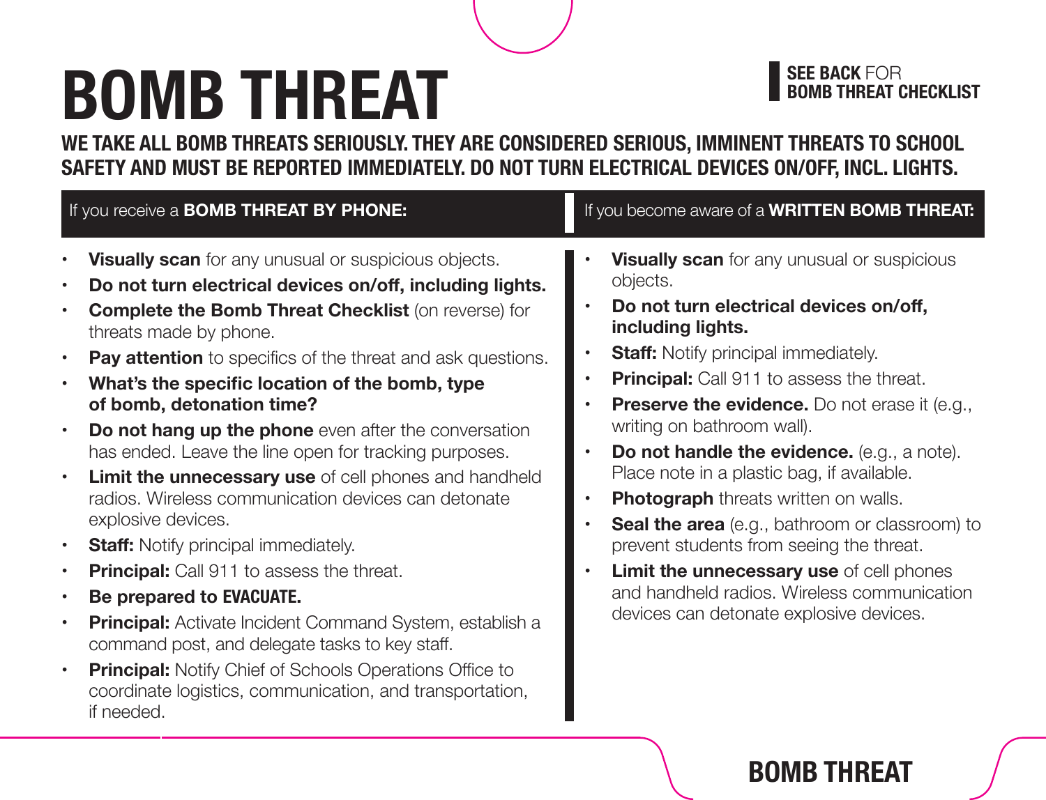# BOMB THREAT

**SEE BACK** FOR **BOMB THREAT CHECKLIST**

**WE TAKE ALL BOMB THREATS SERIOUSLY. THEY ARE CONSIDERED SERIOUS, IMMINENT THREATS TO SCHOOL SAFETY AND MUST BE REPORTED IMMEDIATELY. DO NOT TURN ELECTRICAL DEVICES ON/OFF, INCL. LIGHTS.**

## If you receive a **BOMB THREAT BY PHONE:**

- **Visually scan** for any unusual or suspicious objects.
- **Do not turn electrical devices on/off, including lights.**
- **Complete the Bomb Threat Checklist** (on reverse) for threats made by phone.
- **Pay attention** to specifics of the threat and ask questions.
- **What's the specific location of the bomb, type of bomb, detonation time?**
- **Do not hang up the phone** even after the conversation has ended. Leave the line open for tracking purposes.
- **Limit the unnecessary use** of cell phones and handheld radios. Wireless communication devices can detonate explosive devices.
- **Staff:** Notify principal immediately.
- **Principal:** Call 911 to assess the threat.
- **Be prepared to EVACUATE.**
- **Principal:** Activate Incident Command System, establish a command post, and delegate tasks to key staff.
- **Principal:** Notify Chief of Schools Operations Office to coordinate logistics, communication, and transportation, if needed.

## If you become aware of a **WRITTEN BOMB THREAT:**

- **Visually scan** for any unusual or suspicious objects.
- **Do not turn electrical devices on/off, including lights.**
- **Staff:** Notify principal immediately.
- **Principal:** Call 911 to assess the threat.
- **Preserve the evidence.** Do not erase it (e.g., writing on bathroom wall).
- **Do not handle the evidence.** (e.g., a note). Place note in a plastic bag, if available.
- **Photograph** threats written on walls.
- **Seal the area** (e.g., bathroom or classroom) to prevent students from seeing the threat.
- **Limit the unnecessary use** of cell phones and handheld radios. Wireless communication devices can detonate explosive devices.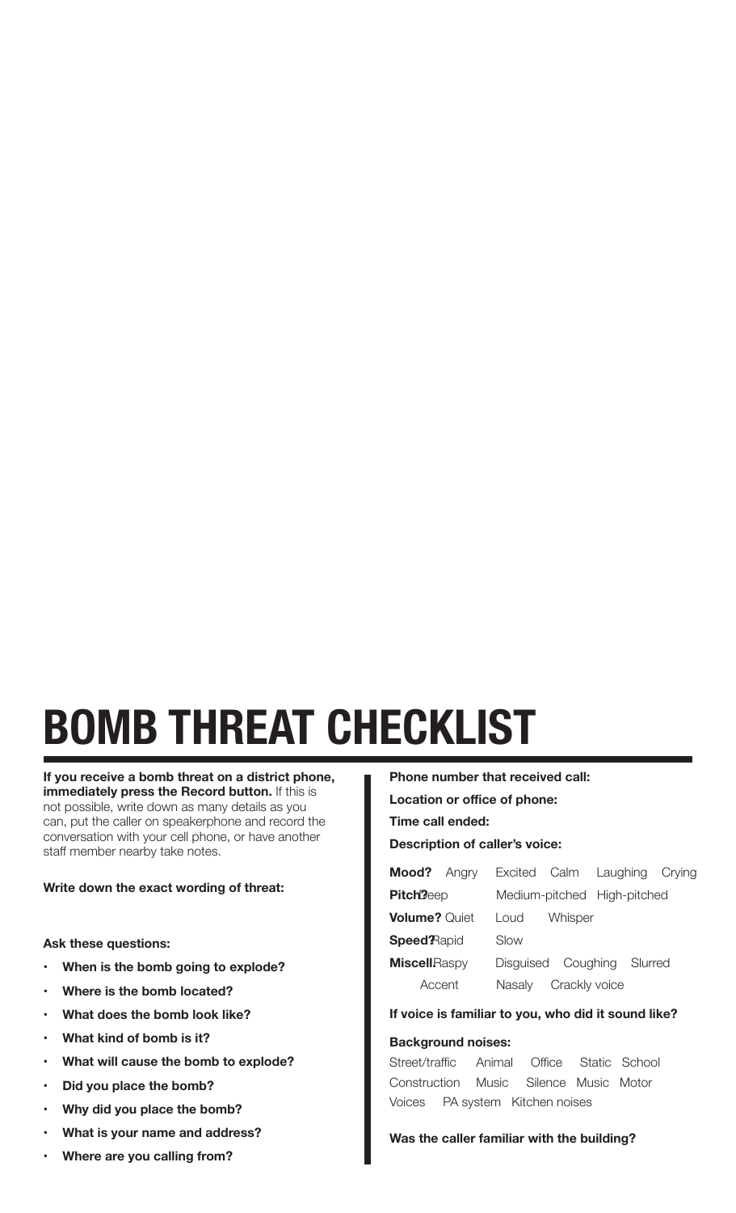# BOMB THREAT CHECKLIST

**If you receive a bomb threat on a district phone, immediately press the Record button.** If this is not possible, write down as many details as you can, put the caller on speakerphone and record the conversation with your cell phone, or have another staff member nearby take notes.

**Write down the exact wording of threat:**

**Ask these questions:**

- **When is the bomb going to explode?**
- **Where is the bomb located?**
- **What does the bomb look like?**
- **What kind of bomb is it?**
- **What will cause the bomb to explode?**
- **Did you place the bomb?**
- **Why did you place the bomb?**
- **What is your name and address?**
- **Where are you calling from?**

**Phone number that received call:**

**Location or office of phone:**

**Time call ended:**

**Description of caller's voice:**

**Mood?** Angry Excited Calm Laughing Crying

**Pitch?** Deep Medium-pitched High-pitched

**Volume?** Quiet Loud Whisper

**Speed?** Rapid Slow

**Miscell.** Raspy Disguised Coughing Slurred Accent Nasaly Crackly voice

**If voice is familiar to you, who did it sound like?**

**Background noises:**

Street/traffic Animal Office Static School Construction Music Silence Music Motor Voices PA system Kitchen noises

**Was the caller familiar with the building?**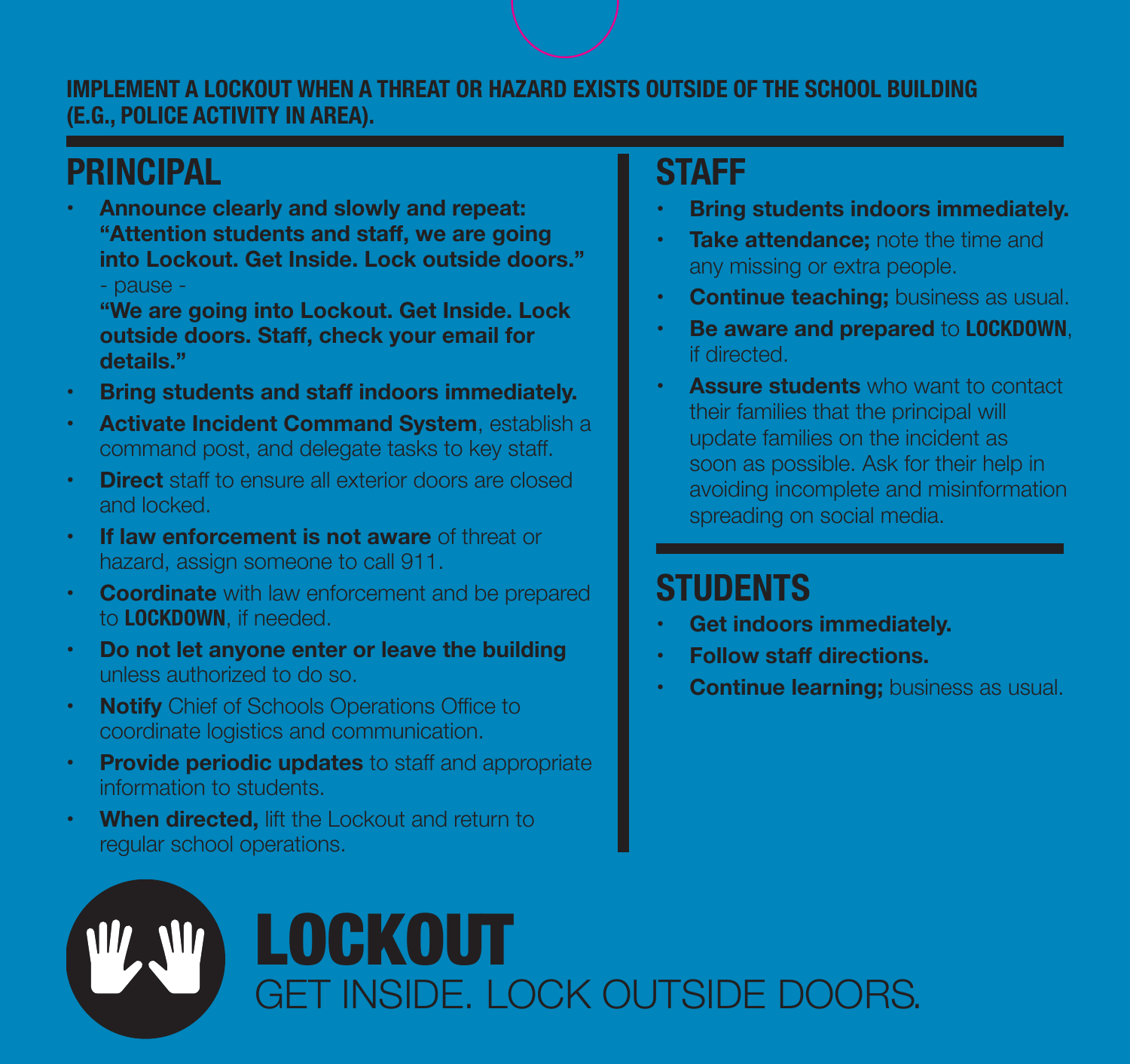**IMPLEMENT A LOCKOUT WHEN A THREAT OR HAZARD EXISTS OUTSIDE OF THE SCHOOL BUILDING (E.G., POLICE ACTIVITY IN AREA).**

## PRINCIPAL

- **Announce clearly and slowly and repeat: "Attention students and staff, we are going into Lockout. Get Inside. Lock outside doors."**
  - pause -
  **"We are going into Lockout. Get Inside. Lock outside doors. Staff, check your email for details."**
- **Bring students and staff indoors immediately.**
- **Activate Incident Command System**, establish a command post, and delegate tasks to key staff.
- **Direct** staff to ensure all exterior doors are closed and locked.
- **If law enforcement is not aware** of threat or hazard, assign someone to call 911.
- **Coordinate** with law enforcement and be prepared to **LOCKDOWN**, if needed.
- **Do not let anyone enter or leave the building** unless authorized to do so.
- **Notify** Chief of Schools Operations Office to coordinate logistics and communication.
- **Provide periodic updates** to staff and appropriate information to students.
- **When directed,** lift the Lockout and return to regular school operations.

## STAFF

- **Bring students indoors immediately.**
- **Take attendance;** note the time and any missing or extra people.
- **Continue teaching;** business as usual.
- **Be aware and prepared** to **LOCKDOWN**, if directed.
- **Assure students** who want to contact their families that the principal will update families on the incident as soon as possible. Ask for their help in avoiding incomplete and misinformation spreading on social media.

## STUDENTS

- **Get indoors immediately.**
- **Follow staff directions.**
- **Continue learning;** business as usual.

# LOCKOUT

GET INSIDE. LOCK OUTSIDE DOORS.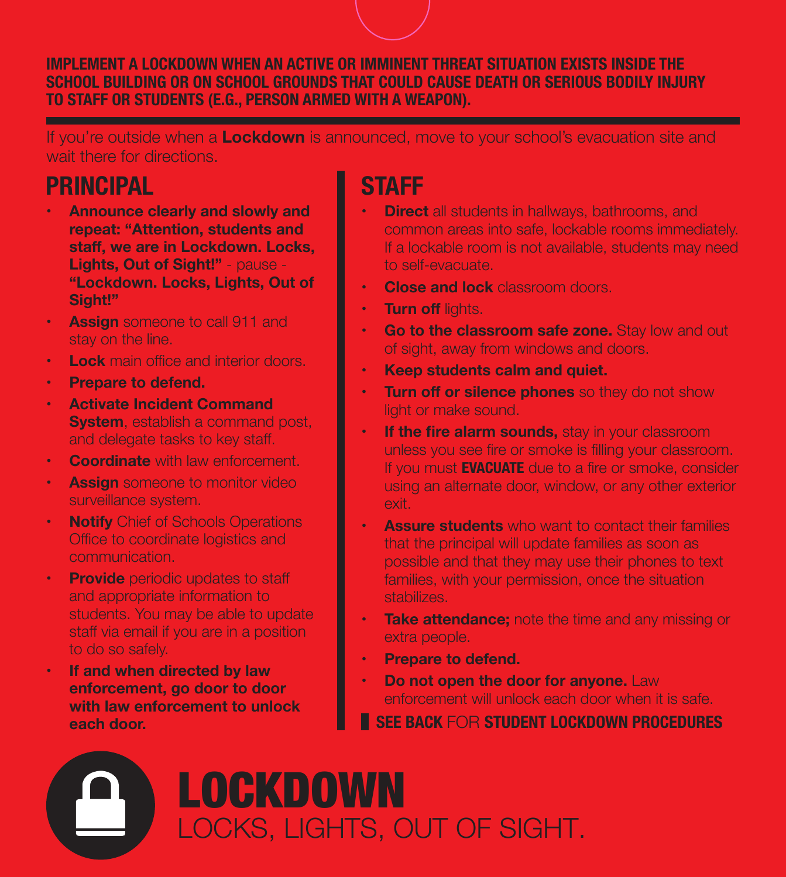**IMPLEMENT A LOCKDOWN WHEN AN ACTIVE OR IMMINENT THREAT SITUATION EXISTS INSIDE THE SCHOOL BUILDING OR ON SCHOOL GROUNDS THAT COULD CAUSE DEATH OR SERIOUS BODILY INJURY TO STAFF OR STUDENTS (E.G., PERSON ARMED WITH A WEAPON).**

If you're outside when a **Lockdown** is announced, move to your school's evacuation site and wait there for directions.

## PRINCIPAL

- **Announce clearly and slowly and repeat: "Attention, students and staff, we are in Lockdown. Locks, Lights, Out of Sight!"** - pause - **"Lockdown. Locks, Lights, Out of Sight!"**
- **Assign** someone to call 911 and stay on the line.
- **Lock** main office and interior doors.
- **Prepare to defend.**
- **Activate Incident Command System**, establish a command post, and delegate tasks to key staff.
- **Coordinate** with law enforcement.
- **Assign** someone to monitor video surveillance system.
- **Notify** Chief of Schools Operations Office to coordinate logistics and communication.
- **Provide** periodic updates to staff and appropriate information to students. You may be able to update staff via email if you are in a position to do so safely.
- **If and when directed by law enforcement, go door to door with law enforcement to unlock each door.**

## STAFF

- **Direct** all students in hallways, bathrooms, and common areas into safe, lockable rooms immediately. If a lockable room is not available, students may need to self-evacuate.
- **Close and lock** classroom doors.
- **Turn off** lights.
- **Go to the classroom safe zone.** Stay low and out of sight, away from windows and doors.
- **Keep students calm and quiet.**
- **Turn off or silence phones** so they do not show light or make sound.
- **If the fire alarm sounds,** stay in your classroom unless you see fire or smoke is filling your classroom. If you must **EVACUATE** due to a fire or smoke, consider using an alternate door, window, or any other exterior exit.
- **Assure students** who want to contact their families that the principal will update families as soon as possible and that they may use their phones to text families, with your permission, once the situation stabilizes.
- **Take attendance;** note the time and any missing or extra people.
- **Prepare to defend.**
- **Do not open the door for anyone.** Law enforcement will unlock each door when it is safe.

**SEE BACK** FOR **STUDENT LOCKDOWN PROCEDURES**

# LOCKDOWN

LOCKS, LIGHTS, OUT OF SIGHT.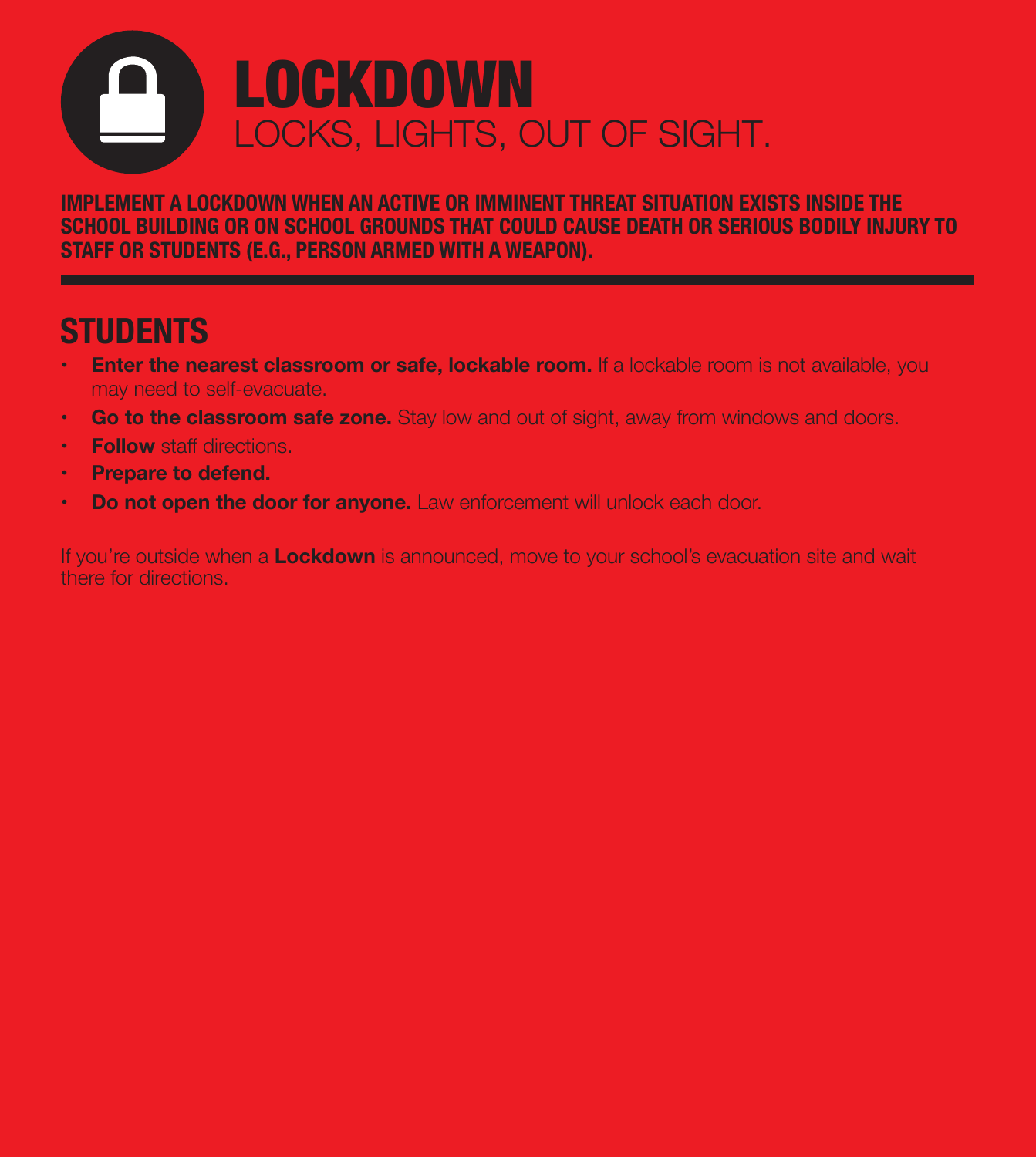# LOCKDOWN

LOCKS, LIGHTS, OUT OF SIGHT.

**IMPLEMENT A LOCKDOWN WHEN AN ACTIVE OR IMMINENT THREAT SITUATION EXISTS INSIDE THE SCHOOL BUILDING OR ON SCHOOL GROUNDS THAT COULD CAUSE DEATH OR SERIOUS BODILY INJURY TO STAFF OR STUDENTS (E.G., PERSON ARMED WITH A WEAPON).**

---

## STUDENTS

- **Enter the nearest classroom or safe, lockable room.** If a lockable room is not available, you may need to self-evacuate.
- **Go to the classroom safe zone.** Stay low and out of sight, away from windows and doors.
- **Follow** staff directions.
- **Prepare to defend.**
- **Do not open the door for anyone.** Law enforcement will unlock each door.

If you're outside when a **Lockdown** is announced, move to your school's evacuation site and wait there for directions.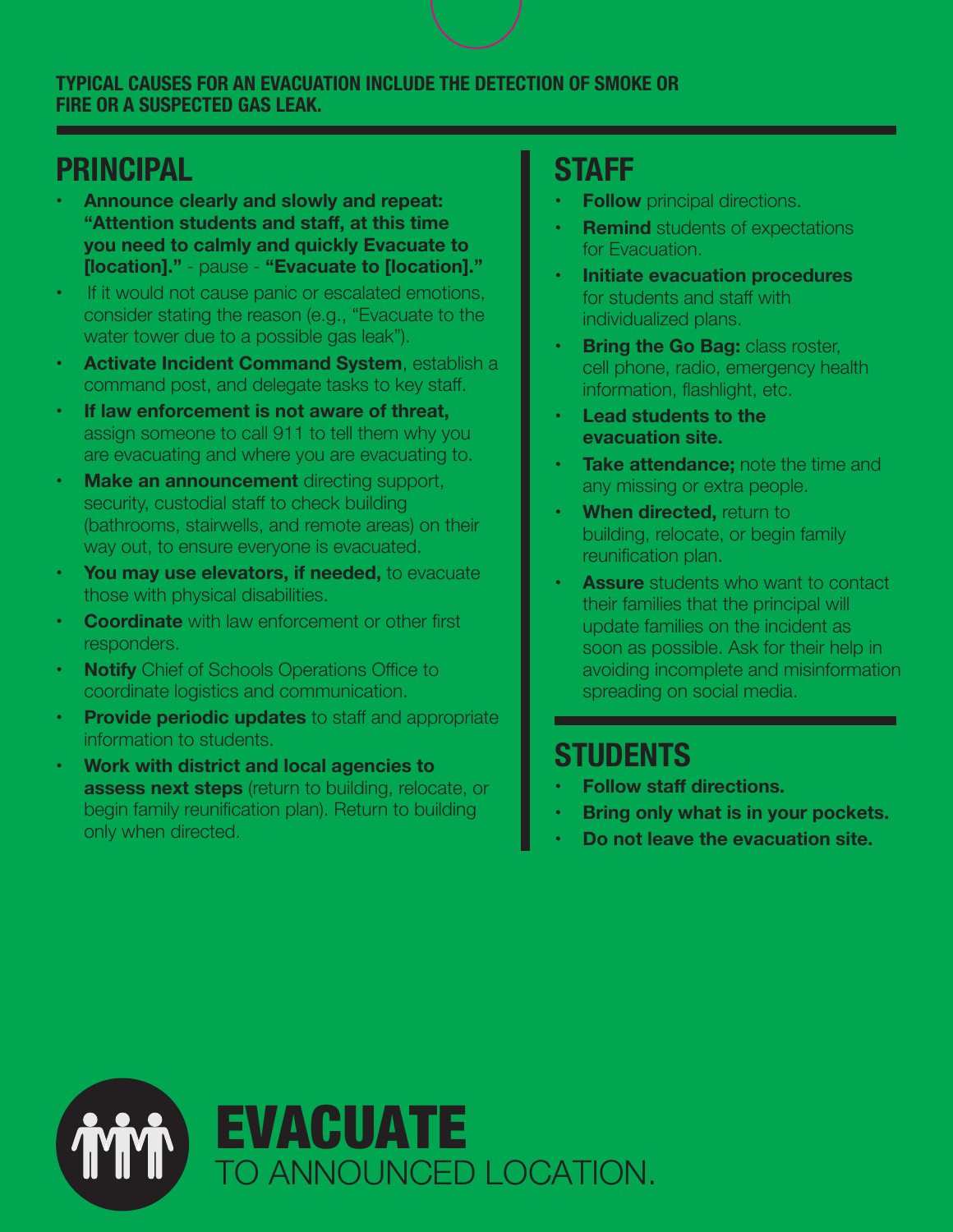**TYPICAL CAUSES FOR AN EVACUATION INCLUDE THE DETECTION OF SMOKE OR FIRE OR A SUSPECTED GAS LEAK.**

## PRINCIPAL

- **Announce clearly and slowly and repeat: "Attention students and staff, at this time you need to calmly and quickly Evacuate to [location]."** - pause - **"Evacuate to [location]."**
- If it would not cause panic or escalated emotions, consider stating the reason (e.g., "Evacuate to the water tower due to a possible gas leak").
- **Activate Incident Command System**, establish a command post, and delegate tasks to key staff.
- **If law enforcement is not aware of threat,** assign someone to call 911 to tell them why you are evacuating and where you are evacuating to.
- **Make an announcement** directing support, security, custodial staff to check building (bathrooms, stairwells, and remote areas) on their way out, to ensure everyone is evacuated.
- **You may use elevators, if needed,** to evacuate those with physical disabilities.
- **Coordinate** with law enforcement or other first responders.
- **Notify** Chief of Schools Operations Office to coordinate logistics and communication.
- **Provide periodic updates** to staff and appropriate information to students.
- **Work with district and local agencies to assess next steps** (return to building, relocate, or begin family reunification plan). Return to building only when directed.

## STAFF

- **Follow** principal directions.
- **Remind** students of expectations for Evacuation.
- **Initiate evacuation procedures** for students and staff with individualized plans.
- **Bring the Go Bag:** class roster, cell phone, radio, emergency health information, flashlight, etc.
- **Lead students to the evacuation site.**
- **Take attendance;** note the time and any missing or extra people.
- **When directed,** return to building, relocate, or begin family reunification plan.
- **Assure** students who want to contact their families that the principal will update families on the incident as soon as possible. Ask for their help in avoiding incomplete and misinformation spreading on social media.

## STUDENTS

- **Follow staff directions.**
- **Bring only what is in your pockets.**
- **Do not leave the evacuation site.**

# EVACUATE

TO ANNOUNCED LOCATION.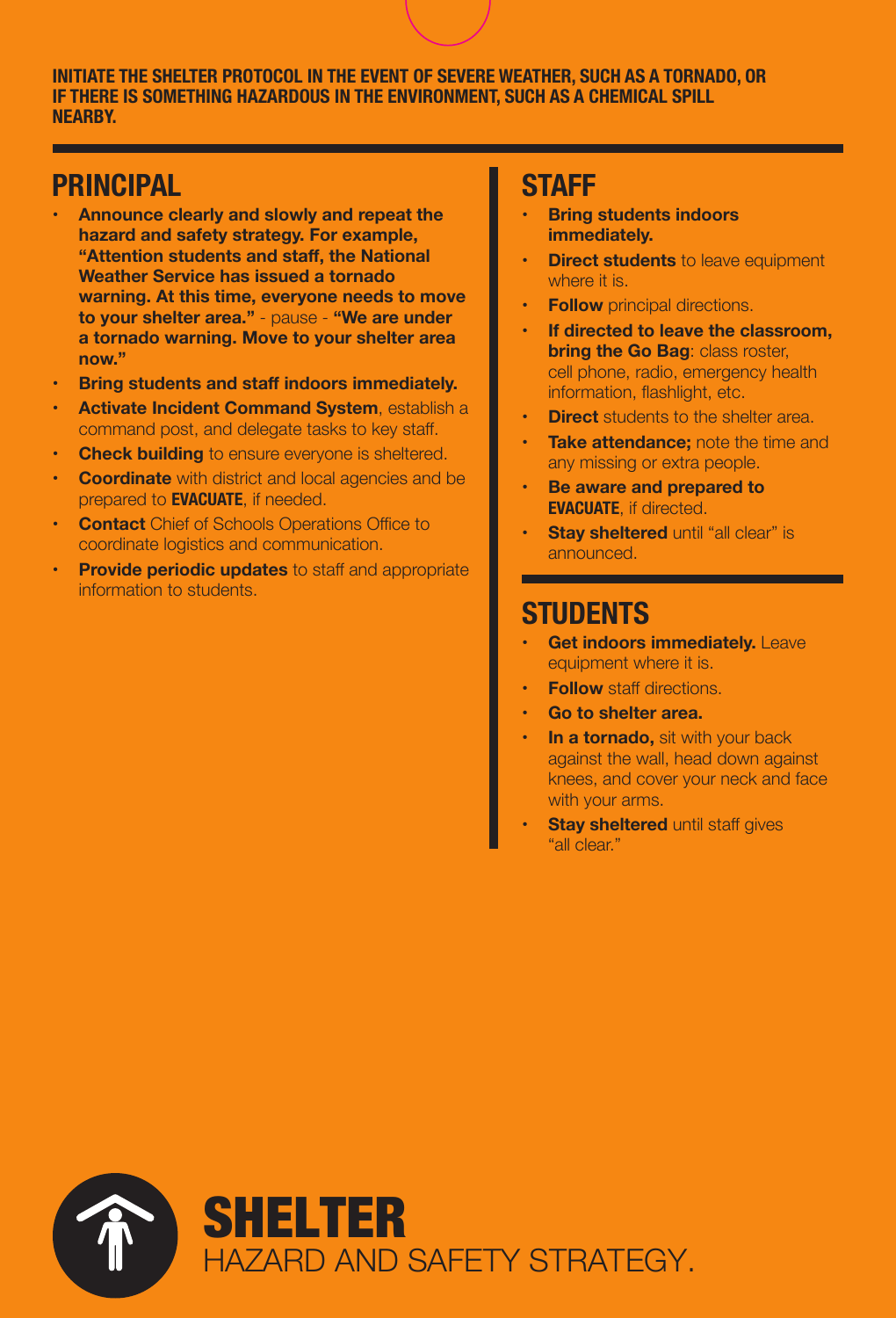**INITIATE THE SHELTER PROTOCOL IN THE EVENT OF SEVERE WEATHER, SUCH AS A TORNADO, OR IF THERE IS SOMETHING HAZARDOUS IN THE ENVIRONMENT, SUCH AS A CHEMICAL SPILL NEARBY.**

## PRINCIPAL

- **Announce clearly and slowly and repeat the hazard and safety strategy. For example, "Attention students and staff, the National Weather Service has issued a tornado warning. At this time, everyone needs to move to your shelter area."** - pause - **"We are under a tornado warning. Move to your shelter area now."**
- **Bring students and staff indoors immediately.**
- **Activate Incident Command System**, establish a command post, and delegate tasks to key staff.
- **Check building** to ensure everyone is sheltered.
- **Coordinate** with district and local agencies and be prepared to **EVACUATE**, if needed.
- **Contact** Chief of Schools Operations Office to coordinate logistics and communication.
- **Provide periodic updates** to staff and appropriate information to students.

## STAFF

- **Bring students indoors immediately.**
- **Direct students** to leave equipment where it is.
- **Follow** principal directions.
- **If directed to leave the classroom, bring the Go Bag**: class roster, cell phone, radio, emergency health information, flashlight, etc.
- **Direct** students to the shelter area.
- **Take attendance;** note the time and any missing or extra people.
- **Be aware and prepared to EVACUATE**, if directed.
- **Stay sheltered** until "all clear" is announced.

## STUDENTS

- **Get indoors immediately.** Leave equipment where it is.
- **Follow** staff directions.
- **Go to shelter area.**
- **In a tornado,** sit with your back against the wall, head down against knees, and cover your neck and face with your arms.
- **Stay sheltered** until staff gives "all clear."

# SHELTER

HAZARD AND SAFETY STRATEGY.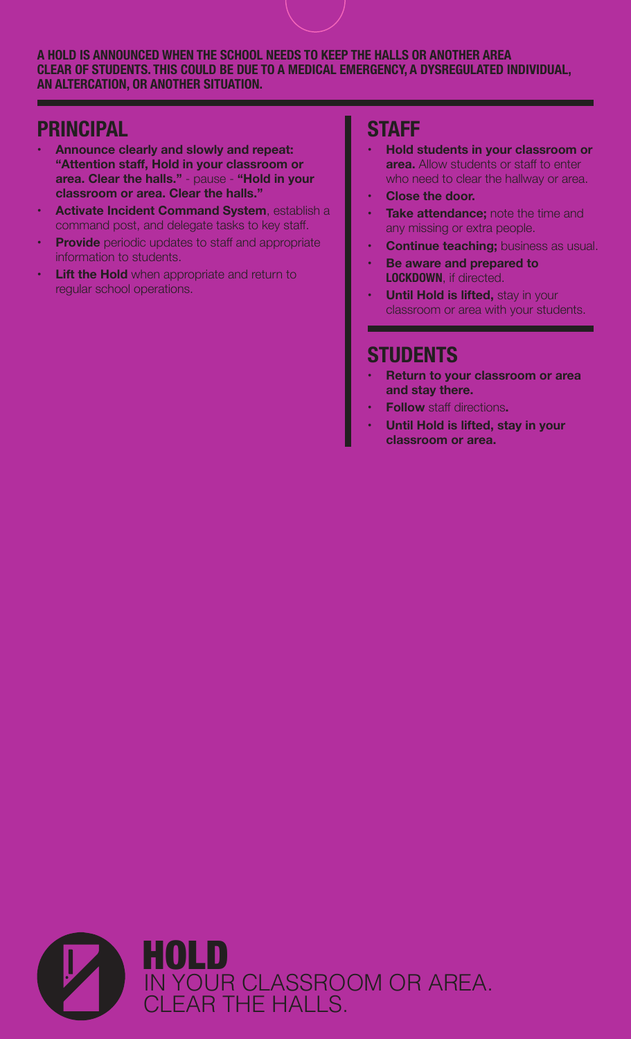**A HOLD IS ANNOUNCED WHEN THE SCHOOL NEEDS TO KEEP THE HALLS OR ANOTHER AREA CLEAR OF STUDENTS. THIS COULD BE DUE TO A MEDICAL EMERGENCY, A DYSREGULATED INDIVIDUAL, AN ALTERCATION, OR ANOTHER SITUATION.**

## PRINCIPAL

- **Announce clearly and slowly and repeat: "Attention staff, Hold in your classroom or area. Clear the halls."** - pause - **"Hold in your classroom or area. Clear the halls."**
- **Activate Incident Command System**, establish a command post, and delegate tasks to key staff.
- **Provide** periodic updates to staff and appropriate information to students.
- **Lift the Hold** when appropriate and return to regular school operations.

## STAFF

- **Hold students in your classroom or area.** Allow students or staff to enter who need to clear the hallway or area.
- **Close the door.**
- **Take attendance;** note the time and any missing or extra people.
- **Continue teaching;** business as usual.
- **Be aware and prepared to LOCKDOWN**, if directed.
- **Until Hold is lifted,** stay in your classroom or area with your students.

## STUDENTS

- **Return to your classroom or area and stay there.**
- **Follow** staff directions**.**
- **Until Hold is lifted, stay in your classroom or area.**

# HOLD

IN YOUR CLASSROOM OR AREA.
CLEAR THE HALLS.